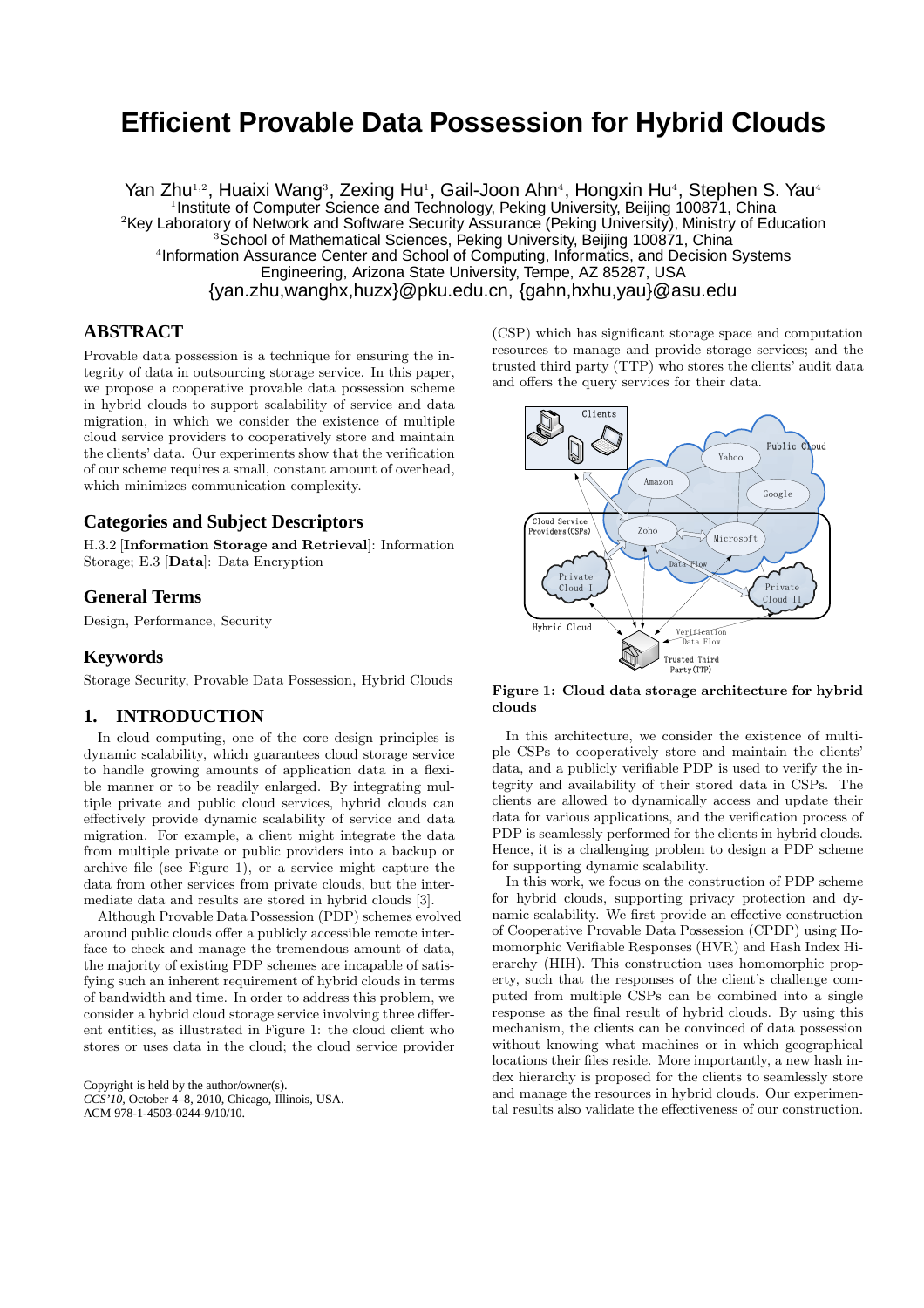# Efficient Provable Data Possession for Hybrid Clouds

Yan Zhu[1,2], Huaixi Wang[3], Zexing Hu[1], Gail-Joon Ahn[4], Hongxin Hu[4], Stephen S. Yau[4]

[1]Institute of Computer Science and Technology, Peking University, Beijing 100871, China
[2]Key Laboratory of Network and Software Security Assurance (Peking University), Ministry of Education
[3]School of Mathematical Sciences, Peking University, Beijing 100871, China
[4]Information Assurance Center and School of Computing, Informatics, and Decision Systems Engineering, Arizona State University, Tempe, AZ 85287, USA

{yan.zhu,wanghx,huzx}@pku.edu.cn, {gahn,hxhu,yau}@asu.edu

## ABSTRACT

Provable data possession is a technique for ensuring the integrity of data in outsourcing storage service. In this paper, we propose a cooperative provable data possession scheme in hybrid clouds to support scalability of service and data migration, in which we consider the existence of multiple cloud service providers to cooperatively store and maintain the clients' data. Our experiments show that the verification of our scheme requires a small, constant amount of overhead, which minimizes communication complexity.

## Categories and Subject Descriptors

H.3.2 [**Information Storage and Retrieval**]: Information Storage; E.3 [**Data**]: Data Encryption

## General Terms

Design, Performance, Security

## Keywords

Storage Security, Provable Data Possession, Hybrid Clouds

## 1. INTRODUCTION

In cloud computing, one of the core design principles is dynamic scalability, which guarantees cloud storage service to handle growing amounts of application data in a flexible manner or to be readily enlarged. By integrating multiple private and public cloud services, hybrid clouds can effectively provide dynamic scalability of service and data migration. For example, a client might integrate the data from multiple private or public providers into a backup or archive file (see Figure 1), or a service might capture the data from other services from private clouds, but the intermediate data and results are stored in hybrid clouds [3].

Although Provable Data Possession (PDP) schemes evolved around public clouds offer a publicly accessible remote interface to check and manage the tremendous amount of data, the majority of existing PDP schemes are incapable of satisfying such an inherent requirement of hybrid clouds in terms of bandwidth and time. In order to address this problem, we consider a hybrid cloud storage service involving three different entities, as illustrated in Figure 1: the cloud client who stores or uses data in the cloud; the cloud service provider (CSP) which has significant storage space and computation resources to manage and provide storage services; and the trusted third party (TTP) who stores the clients' audit data and offers the query services for their data.

Clients
Public Cloud
Yahoo
Amazon
Google
Cloud Service Providers (CSPs)
Zoho
Microsoft
Data Flow
Private Cloud I
Private Cloud II
Hybrid Cloud
Verification Data Flow
Trusted Third Party (TTP)

**Figure 1: Cloud data storage architecture for hybrid clouds**

In this architecture, we consider the existence of multiple CSPs to cooperatively store and maintain the clients' data, and a publicly verifiable PDP is used to verify the integrity and availability of their stored data in CSPs. The clients are allowed to dynamically access and update their data for various applications, and the verification process of PDP is seamlessly performed for the clients in hybrid clouds. Hence, it is a challenging problem to design a PDP scheme for supporting dynamic scalability.

In this work, we focus on the construction of PDP scheme for hybrid clouds, supporting privacy protection and dynamic scalability. We first provide an effective construction of Cooperative Provable Data Possession (CPDP) using Homomorphic Verifiable Responses (HVR) and Hash Index Hierarchy (HIH). This construction uses homomorphic property, such that the responses of the client's challenge computed from multiple CSPs can be combined into a single response as the final result of hybrid clouds. By using this mechanism, the clients can be convinced of data possession without knowing what machines or in which geographical locations their files reside. More importantly, a new hash index hierarchy is proposed for the clients to seamlessly store and manage the resources in hybrid clouds. Our experimental results also validate the effectiveness of our construction.

Copyright is held by the author/owner(s).
*CCS'10,* October 4–8, 2010, Chicago, Illinois, USA.
ACM 978-1-4503-0244-9/10/10.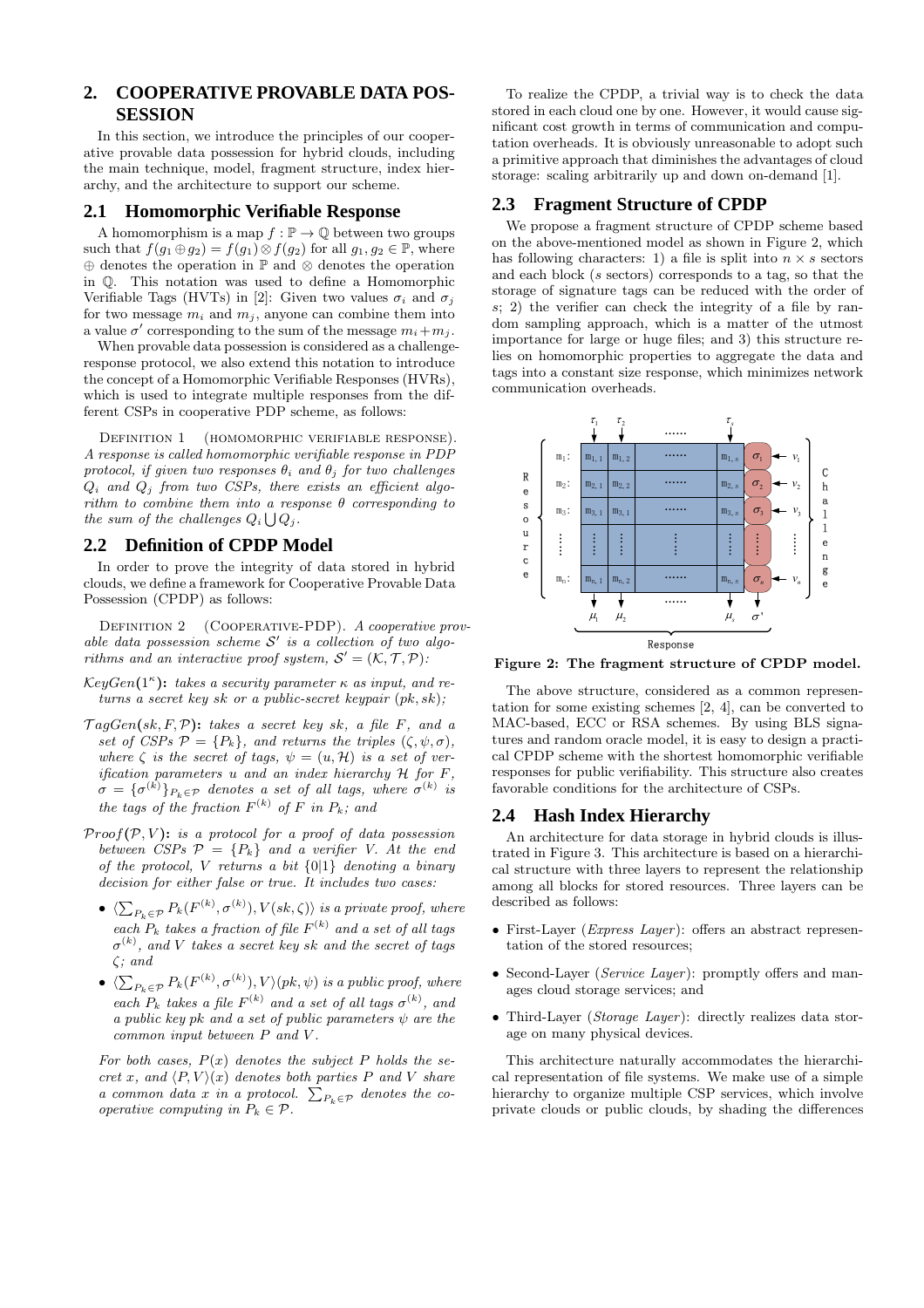## 2. COOPERATIVE PROVABLE DATA POSSESSION

In this section, we introduce the principles of our cooperative provable data possession for hybrid clouds, including the main technique, model, fragment structure, index hierarchy, and the architecture to support our scheme.

### 2.1 Homomorphic Verifiable Response

A homomorphism is a map $f : \mathbb{P} \rightarrow \mathbb{Q}$ between two groups such that $f(g_1 \oplus g_2) = f(g_1) \otimes f(g_2)$ for all $g_1, g_2 \in \mathbb{P}$, where $\oplus$ denotes the operation in $\mathbb{P}$ and $\otimes$ denotes the operation in $\mathbb{Q}$. This notation was used to define a Homomorphic Verifiable Tags (HVTs) in [2]: Given two values $\sigma_i$ and $\sigma_j$ for two message $m_i$ and $m_j$, anyone can combine them into a value $\sigma'$ corresponding to the sum of the message $m_i + m_j$.

When provable data possession is considered as a challenge-response protocol, we also extend this notation to introduce the concept of a Homomorphic Verifiable Responses (HVRs), which is used to integrate multiple responses from the different CSPs in cooperative PDP scheme, as follows:

DEFINITION 1 (HOMOMORPHIC VERIFIABLE RESPONSE). *A response is called homomorphic verifiable response in PDP protocol, if given two responses $\theta_i$ and $\theta_j$ for two challenges $Q_i$ and $Q_j$ from two CSPs, there exists an efficient algorithm to combine them into a response $\theta$ corresponding to the sum of the challenges $Q_i \bigcup Q_j$.*

### 2.2 Definition of CPDP Model

In order to prove the integrity of data stored in hybrid clouds, we define a framework for Cooperative Provable Data Possession (CPDP) as follows:

DEFINITION 2 (COOPERATIVE-PDP). *A cooperative provable data possession scheme $\mathcal{S}'$ is a collection of two algorithms and an interactive proof system, $\mathcal{S}' = (\mathcal{K}, \mathcal{T}, \mathcal{P})$:*

$\mathcal{K}eyGen(1^\kappa)$**:** *takes a security parameter $\kappa$ as input, and returns a secret key $sk$ or a public-secret keypair $(pk, sk)$;*

$\mathcal{T}agGen(sk, F, \mathcal{P})$**:** *takes a secret key $sk$, a file $F$, and a set of CSPs $\mathcal{P} = \{P_k\}$, and returns the triples $(\zeta, \psi, \sigma)$, where $\zeta$ is the secret of tags, $\psi = (u, \mathcal{H})$ is a set of verification parameters $u$ and an index hierarchy $\mathcal{H}$ for $F$, $\sigma = \{\sigma^{(k)}\}_{P_k \in \mathcal{P}}$ denotes a set of all tags, where $\sigma^{(k)}$ is the tags of the fraction $F^{(k)}$ of $F$ in $P_k$; and*

$\mathcal{P}roof(\mathcal{P}, V)$**:** *is a protocol for a proof of data possession between CSPs $\mathcal{P} = \{P_k\}$ and a verifier $V$. At the end of the protocol, $V$ returns a bit $\{0|1\}$ denoting a binary decision for either false or true. It includes two cases:*

- $\langle \sum_{P_k \in \mathcal{P}} P_k(F^{(k)}, \sigma^{(k)}), V(sk, \zeta) \rangle$ *is a private proof, where each $P_k$ takes a fraction of file $F^{(k)}$ and a set of all tags $\sigma^{(k)}$, and $V$ takes a secret key $sk$ and the secret of tags $\zeta$; and*
- $\langle \sum_{P_k \in \mathcal{P}} P_k(F^{(k)}, \sigma^{(k)}), V \rangle (pk, \psi)$ *is a public proof, where each $P_k$ takes a file $F^{(k)}$ and a set of all tags $\sigma^{(k)}$, and a public key $pk$ and a set of public parameters $\psi$ are the common input between $P$ and $V$.*

*For both cases, $P(x)$ denotes the subject $P$ holds the secret $x$, and $\langle P, V \rangle (x)$ denotes both parties $P$ and $V$ share a common data $x$ in a protocol. $\sum_{P_k \in \mathcal{P}}$ denotes the cooperative computing in $P_k \in \mathcal{P}$.*

To realize the CPDP, a trivial way is to check the data stored in each cloud one by one. However, it would cause significant cost growth in terms of communication and computation overheads. It is obviously unreasonable to adopt such a primitive approach that diminishes the advantages of cloud storage: scaling arbitrarily up and down on-demand [1].

### 2.3 Fragment Structure of CPDP

We propose a fragment structure of CPDP scheme based on the above-mentioned model as shown in Figure 2, which has following characters: 1) a file is split into $n \times s$ sectors and each block ($s$ sectors) corresponds to a tag, so that the storage of signature tags can be reduced with the order of $s$; 2) the verifier can check the integrity of a file by random sampling approach, which is a matter of the utmost importance for large or huge files; and 3) this structure relies on homomorphic properties to aggregate the data and tags into a constant size response, which minimizes network communication overheads.

**Figure 2: The fragment structure of CPDP model.**

The above structure, considered as a common representation for some existing schemes [2, 4], can be converted to MAC-based, ECC or RSA schemes. By using BLS signatures and random oracle model, it is easy to design a practical CPDP scheme with the shortest homomorphic verifiable responses for public verifiability. This structure also creates favorable conditions for the architecture of CSPs.

### 2.4 Hash Index Hierarchy

An architecture for data storage in hybrid clouds is illustrated in Figure 3. This architecture is based on a hierarchical structure with three layers to represent the relationship among all blocks for stored resources. Three layers can be described as follows:

- First-Layer (*Express Layer*): offers an abstract representation of the stored resources;
- Second-Layer (*Service Layer*): promptly offers and manages cloud storage services; and
- Third-Layer (*Storage Layer*): directly realizes data storage on many physical devices.

This architecture naturally accommodates the hierarchical representation of file systems. We make use of a simple hierarchy to organize multiple CSP services, which involve private clouds or public clouds, by shading the differences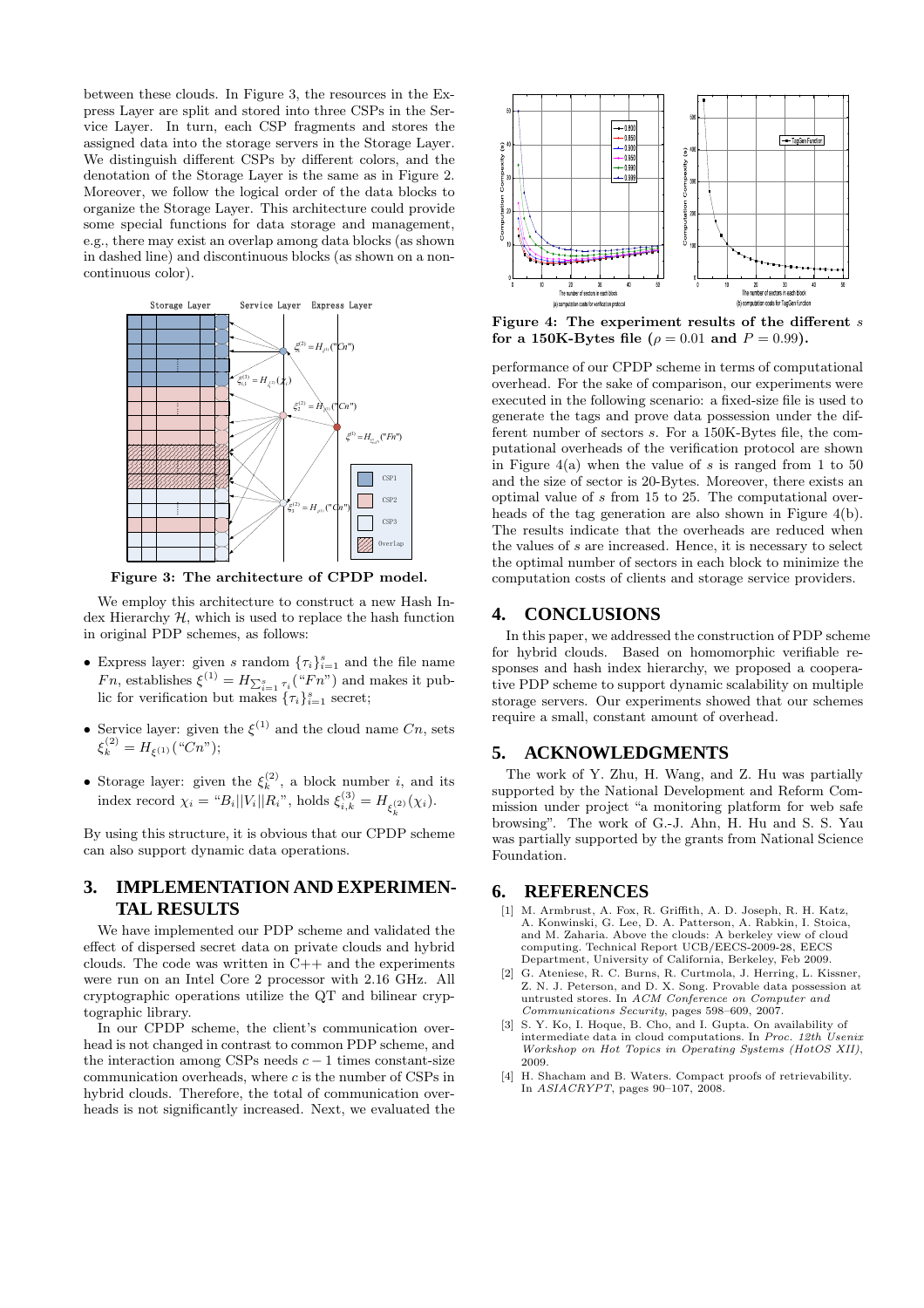between these clouds. In Figure 3, the resources in the Express Layer are split and stored into three CSPs in the Service Layer. In turn, each CSP fragments and stores the assigned data into the storage servers in the Storage Layer. We distinguish different CSPs by different colors, and the denotation of the Storage Layer is the same as in Figure 2. Moreover, we follow the logical order of the data blocks to organize the Storage Layer. This architecture could provide some special functions for data storage and management, e.g., there may exist an overlap among data blocks (as shown in dashed line) and discontinuous blocks (as shown on a non-continuous color).

Storage Layer
Service Layer
Express Layer
CSP1
CSP2
CSP3
Overlap

**Figure 3: The architecture of CPDP model.**

We employ this architecture to construct a new Hash Index Hierarchy $\mathcal{H}$, which is used to replace the hash function in original PDP schemes, as follows:

- Express layer: given $s$ random $\{\tau_i\}_{i=1}^{s}$ and the file name $Fn$, establishes $\xi^{(1)} = H_{\sum_{i=1}^{s}\tau_i}(\text{"}Fn\text{"})$ and makes it public for verification but makes $\{\tau_i\}_{i=1}^{s}$ secret;
- Service layer: given the $\xi^{(1)}$ and the cloud name $Cn$, sets $\xi_k^{(2)} = H_{\xi^{(1)}}(\text{"}Cn\text{"})$;
- Storage layer: given the $\xi_k^{(2)}$, a block number $i$, and its index record $\chi_i = \text{"}B_i||V_i||R_i\text{"}$, holds $\xi_{i,k}^{(3)} = H_{\xi_k^{(2)}}(\chi_i)$.

By using this structure, it is obvious that our CPDP scheme can also support dynamic data operations.

## 3. IMPLEMENTATION AND EXPERIMENTAL RESULTS

We have implemented our PDP scheme and validated the effect of dispersed secret data on private clouds and hybrid clouds. The code was written in C++ and the experiments were run on an Intel Core 2 processor with 2.16 GHz. All cryptographic operations utilize the QT and bilinear cryptographic library.

In our CPDP scheme, the client's communication overhead is not changed in contrast to common PDP scheme, and the interaction among CSPs needs $c-1$ times constant-size communication overheads, where $c$ is the number of CSPs in hybrid clouds. Therefore, the total of communication overheads is not significantly increased. Next, we evaluated the performance of our CPDP scheme in terms of computational overhead. For the sake of comparison, our experiments were executed in the following scenario: a fixed-size file is used to generate the tags and prove data possession under the different number of sectors $s$. For a 150K-Bytes file, the computational overheads of the verification protocol are shown in Figure 4(a) when the value of $s$ is ranged from 1 to 50 and the size of sector is 20-Bytes. Moreover, there exists an optimal value of $s$ from 15 to 25. The computational overheads of the tag generation are also shown in Figure 4(b). The results indicate that the overheads are reduced when the values of $s$ are increased. Hence, it is necessary to select the optimal number of sectors in each block to minimize the computation costs of clients and storage service providers.

Computation Complexity (s)
The number of sectors in each block
(a) computation costs for verification protocol
0.800
0.850
0.900
0.950
0.990
0.999
Computation Complexity (s)
TagGen Function
The number of sectors in each block
(b) computation costs for TagGen function

**Figure 4: The experiment results of the different $s$ for a 150K-Bytes file ($\rho = 0.01$ and $P = 0.99$).**

## 4. CONCLUSIONS

In this paper, we addressed the construction of PDP scheme for hybrid clouds. Based on homomorphic verifiable responses and hash index hierarchy, we proposed a cooperative PDP scheme to support dynamic scalability on multiple storage servers. Our experiments showed that our schemes require a small, constant amount of overhead.

## 5. ACKNOWLEDGMENTS

The work of Y. Zhu, H. Wang, and Z. Hu was partially supported by the National Development and Reform Commission under project "a monitoring platform for web safe browsing". The work of G.-J. Ahn, H. Hu and S. S. Yau was partially supported by the grants from National Science Foundation.

## 6. REFERENCES

[1] M. Armbrust, A. Fox, R. Griffith, A. D. Joseph, R. H. Katz, A. Konwinski, G. Lee, D. A. Patterson, A. Rabkin, I. Stoica, and M. Zaharia. Above the clouds: A berkeley view of cloud computing. Technical Report UCB/EECS-2009-28, EECS Department, University of California, Berkeley, Feb 2009.

[2] G. Ateniese, R. C. Burns, R. Curtmola, J. Herring, L. Kissner, Z. N. J. Peterson, and D. X. Song. Provable data possession at untrusted stores. In *ACM Conference on Computer and Communications Security*, pages 598–609, 2007.

[3] S. Y. Ko, I. Hoque, B. Cho, and I. Gupta. On availability of intermediate data in cloud computations. In *Proc. 12th Usenix Workshop on Hot Topics in Operating Systems (HotOS XII)*, 2009.

[4] H. Shacham and B. Waters. Compact proofs of retrievability. In *ASIACRYPT*, pages 90–107, 2008.